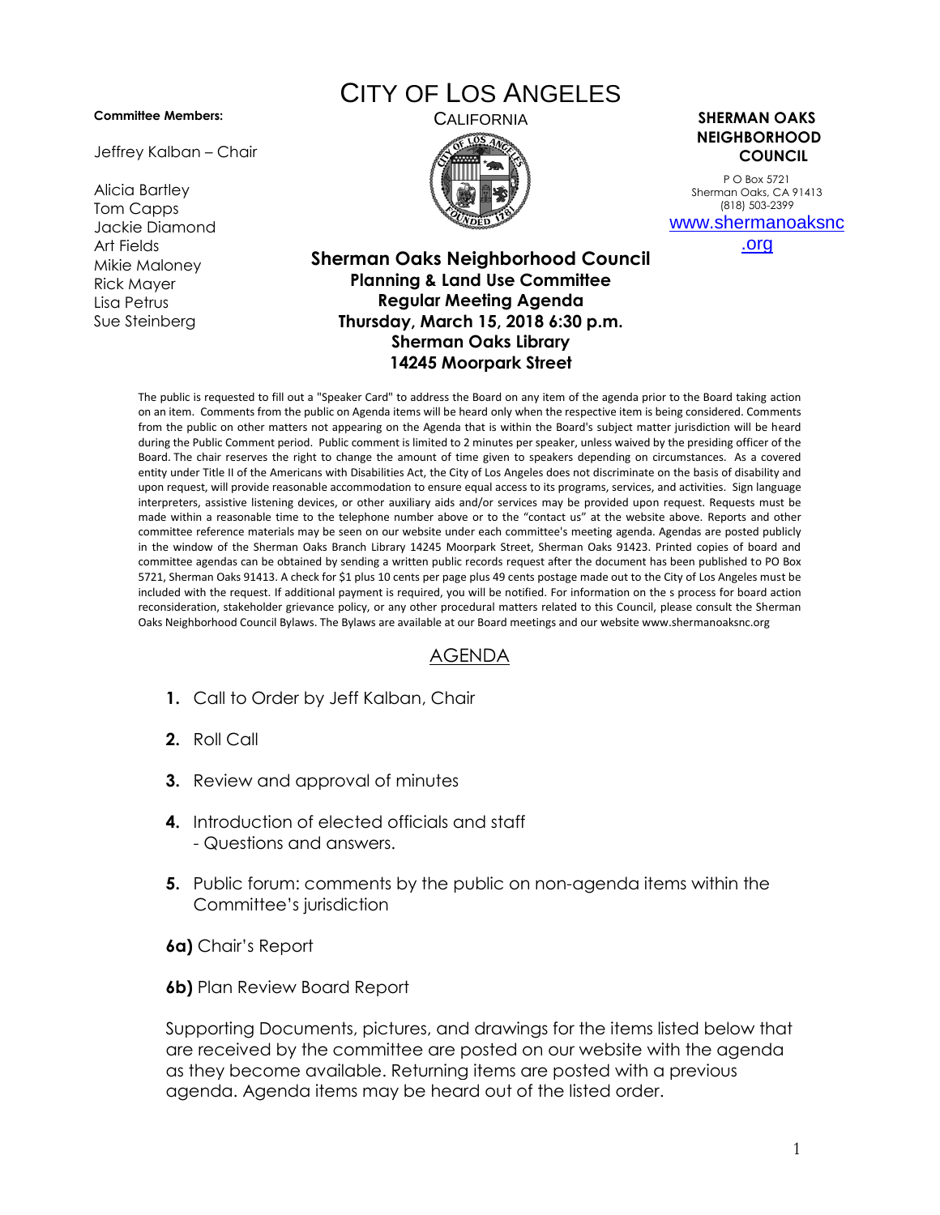# CITY OF LOS ANGELES

CALIFORNIA

**Committee Members:**

Jeffrey Kalban – Chair

Alicia Bartley
Tom Capps
Jackie Diamond
Art Fields
Mikie Maloney
Rick Mayer
Lisa Petrus
Sue Steinberg

**SHERMAN OAKS NEIGHBORHOOD COUNCIL**

P O Box 5721
Sherman Oaks, CA 91413
(818) 503-2399
www.shermanoaksnc.org

## Sherman Oaks Neighborhood Council
### Planning & Land Use Committee
### Regular Meeting Agenda
### Thursday, March 15, 2018 6:30 p.m.
### Sherman Oaks Library
### 14245 Moorpark Street

The public is requested to fill out a "Speaker Card" to address the Board on any item of the agenda prior to the Board taking action on an item. Comments from the public on Agenda items will be heard only when the respective item is being considered. Comments from the public on other matters not appearing on the Agenda that is within the Board's subject matter jurisdiction will be heard during the Public Comment period. Public comment is limited to 2 minutes per speaker, unless waived by the presiding officer of the Board. The chair reserves the right to change the amount of time given to speakers depending on circumstances. As a covered entity under Title II of the Americans with Disabilities Act, the City of Los Angeles does not discriminate on the basis of disability and upon request, will provide reasonable accommodation to ensure equal access to its programs, services, and activities. Sign language interpreters, assistive listening devices, or other auxiliary aids and/or services may be provided upon request. Requests must be made within a reasonable time to the telephone number above or to the "contact us" at the website above. Reports and other committee reference materials may be seen on our website under each committee's meeting agenda. Agendas are posted publicly in the window of the Sherman Oaks Branch Library 14245 Moorpark Street, Sherman Oaks 91423. Printed copies of board and committee agendas can be obtained by sending a written public records request after the document has been published to PO Box 5721, Sherman Oaks 91413. A check for $1 plus 10 cents per page plus 49 cents postage made out to the City of Los Angeles must be included with the request. If additional payment is required, you will be notified. For information on the s process for board action reconsideration, stakeholder grievance policy, or any other procedural matters related to this Council, please consult the Sherman Oaks Neighborhood Council Bylaws. The Bylaws are available at our Board meetings and our website www.shermanoaksnc.org

## AGENDA

**1.** Call to Order by Jeff Kalban, Chair

**2.** Roll Call

**3.** Review and approval of minutes

**4.** Introduction of elected officials and staff
- Questions and answers.

**5.** Public forum: comments by the public on non-agenda items within the Committee's jurisdiction

**6a)** Chair's Report

**6b)** Plan Review Board Report

Supporting Documents, pictures, and drawings for the items listed below that are received by the committee are posted on our website with the agenda as they become available. Returning items are posted with a previous agenda. Agenda items may be heard out of the listed order.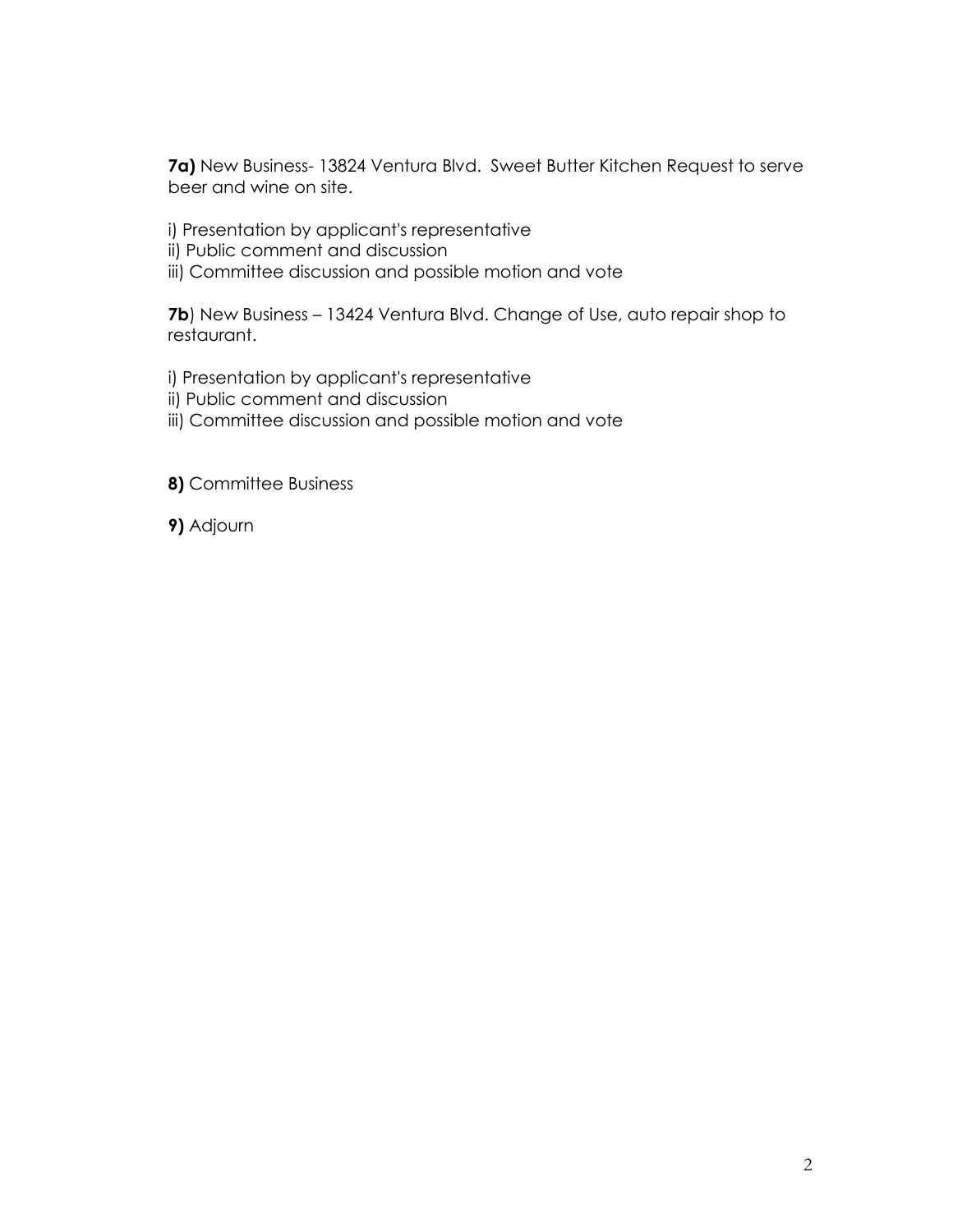**7a)** New Business- 13824 Ventura Blvd. Sweet Butter Kitchen Request to serve beer and wine on site.

i) Presentation by applicant's representative
ii) Public comment and discussion
iii) Committee discussion and possible motion and vote

**7b**) New Business – 13424 Ventura Blvd. Change of Use, auto repair shop to restaurant.

i) Presentation by applicant's representative
ii) Public comment and discussion
iii) Committee discussion and possible motion and vote

**8)** Committee Business

**9)** Adjourn